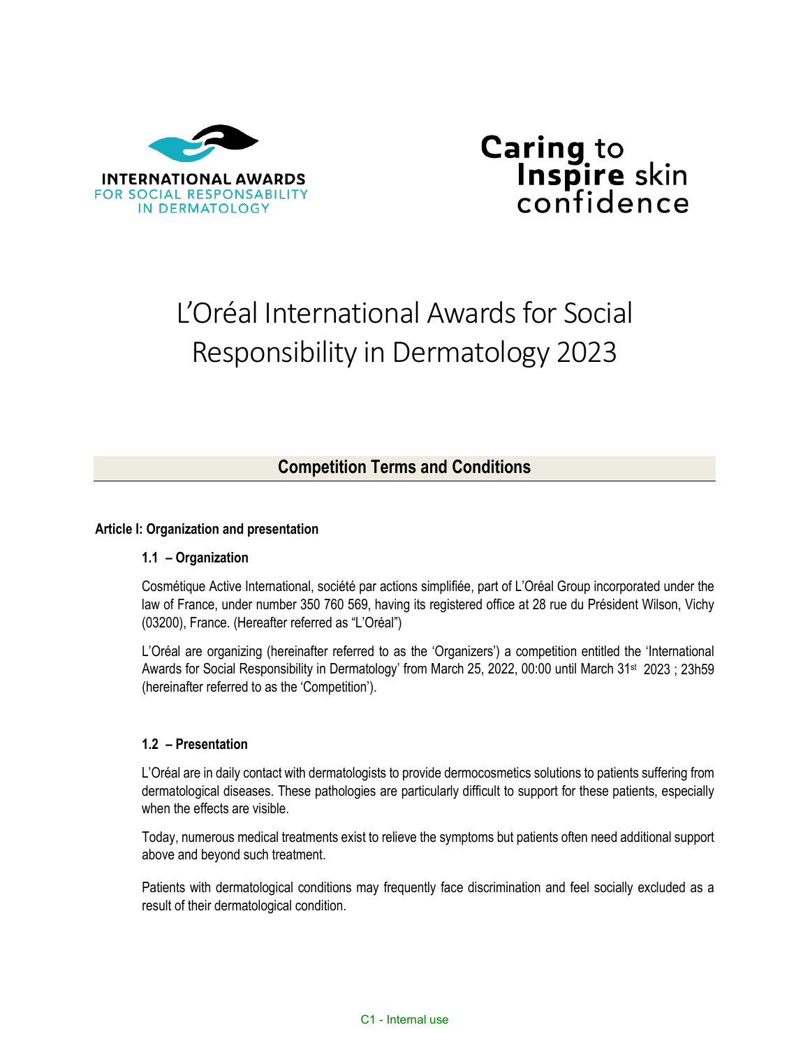INTERNATIONAL AWARDS
FOR SOCIAL RESPONSABILITY
IN DERMATOLOGY

Caring to
Inspire skin
confidence

# L'Oréal International Awards for Social Responsibility in Dermatology 2023

## Competition Terms and Conditions

### Article I: Organization and presentation

#### 1.1 – Organization

Cosmétique Active International, société par actions simplifiée, part of L'Oréal Group incorporated under the law of France, under number 350 760 569, having its registered office at 28 rue du Président Wilson, Vichy (03200), France. (Hereafter referred as "L'Oréal")

L'Oréal are organizing (hereinafter referred to as the 'Organizers') a competition entitled the 'International Awards for Social Responsibility in Dermatology' from March 25, 2022, 00:00 until March 31st 2023 ; 23h59 (hereinafter referred to as the 'Competition').

#### 1.2 – Presentation

L'Oréal are in daily contact with dermatologists to provide dermocosmetics solutions to patients suffering from dermatological diseases. These pathologies are particularly difficult to support for these patients, especially when the effects are visible.

Today, numerous medical treatments exist to relieve the symptoms but patients often need additional support above and beyond such treatment.

Patients with dermatological conditions may frequently face discrimination and feel socially excluded as a result of their dermatological condition.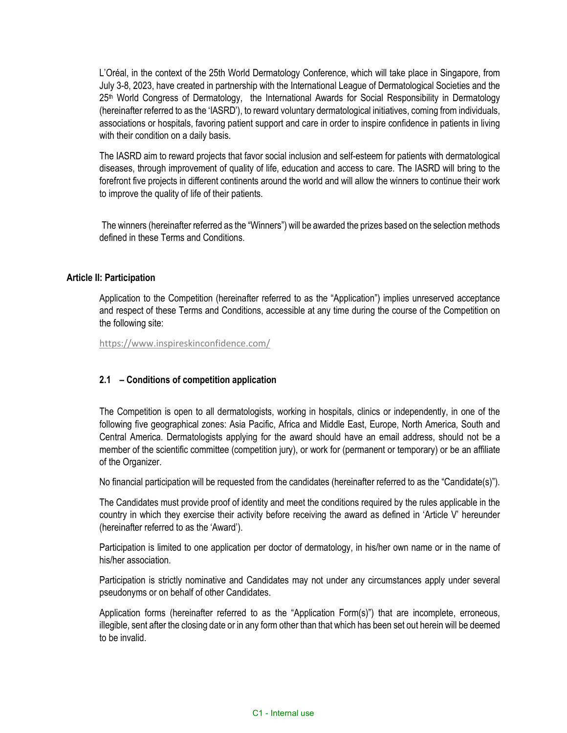L'Oréal, in the context of the 25th World Dermatology Conference, which will take place in Singapore, from July 3-8, 2023, have created in partnership with the International League of Dermatological Societies and the 25th World Congress of Dermatology, the International Awards for Social Responsibility in Dermatology (hereinafter referred to as the 'IASRD'), to reward voluntary dermatological initiatives, coming from individuals, associations or hospitals, favoring patient support and care in order to inspire confidence in patients in living with their condition on a daily basis.

The IASRD aim to reward projects that favor social inclusion and self-esteem for patients with dermatological diseases, through improvement of quality of life, education and access to care. The IASRD will bring to the forefront five projects in different continents around the world and will allow the winners to continue their work to improve the quality of life of their patients.

The winners (hereinafter referred as the "Winners") will be awarded the prizes based on the selection methods defined in these Terms and Conditions.

## Article II: Participation

Application to the Competition (hereinafter referred to as the "Application") implies unreserved acceptance and respect of these Terms and Conditions, accessible at any time during the course of the Competition on the following site:

https://www.inspireskinconfidence.com/

### 2.1 – Conditions of competition application

The Competition is open to all dermatologists, working in hospitals, clinics or independently, in one of the following five geographical zones: Asia Pacific, Africa and Middle East, Europe, North America, South and Central America. Dermatologists applying for the award should have an email address, should not be a member of the scientific committee (competition jury), or work for (permanent or temporary) or be an affiliate of the Organizer.

No financial participation will be requested from the candidates (hereinafter referred to as the "Candidate(s)").

The Candidates must provide proof of identity and meet the conditions required by the rules applicable in the country in which they exercise their activity before receiving the award as defined in 'Article V' hereunder (hereinafter referred to as the 'Award').

Participation is limited to one application per doctor of dermatology, in his/her own name or in the name of his/her association.

Participation is strictly nominative and Candidates may not under any circumstances apply under several pseudonyms or on behalf of other Candidates.

Application forms (hereinafter referred to as the "Application Form(s)") that are incomplete, erroneous, illegible, sent after the closing date or in any form other than that which has been set out herein will be deemed to be invalid.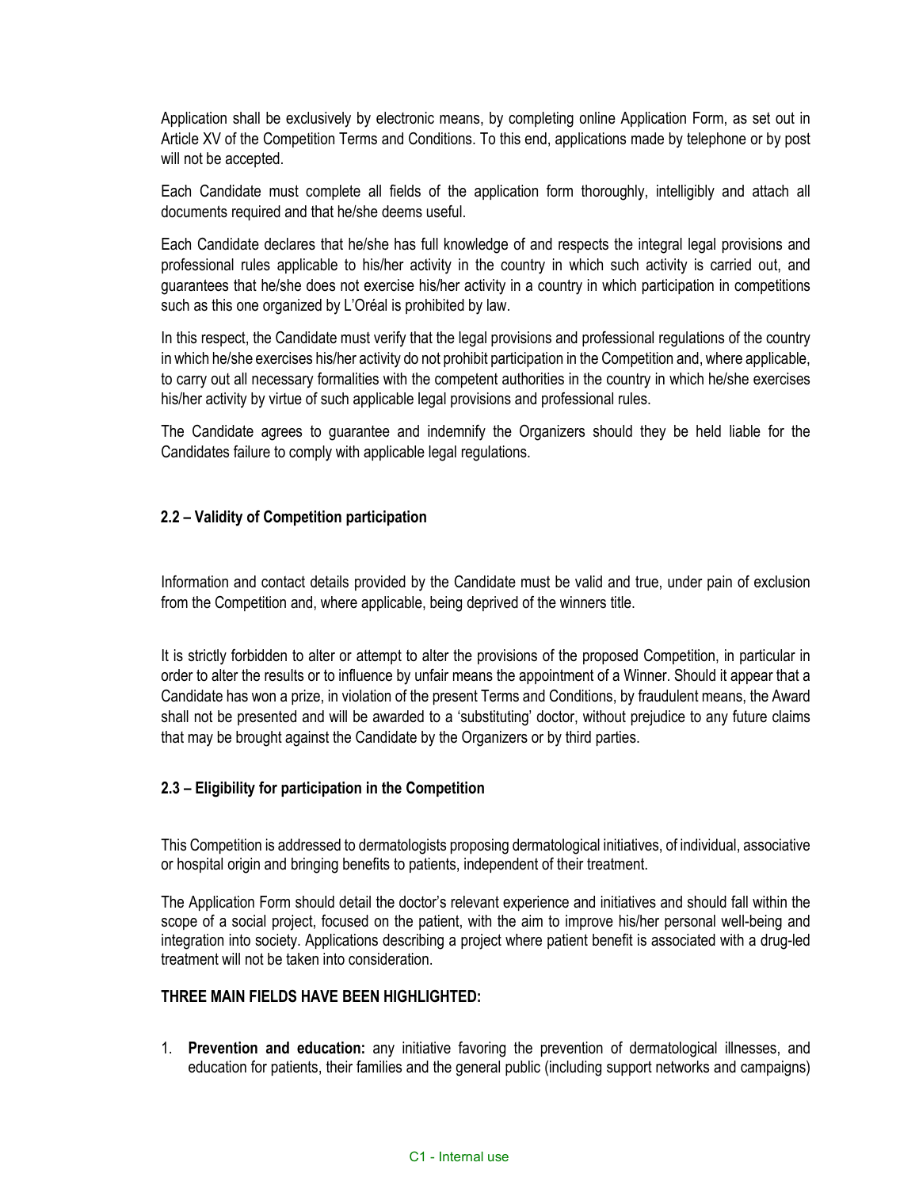Application shall be exclusively by electronic means, by completing online Application Form, as set out in Article XV of the Competition Terms and Conditions. To this end, applications made by telephone or by post will not be accepted.

Each Candidate must complete all fields of the application form thoroughly, intelligibly and attach all documents required and that he/she deems useful.

Each Candidate declares that he/she has full knowledge of and respects the integral legal provisions and professional rules applicable to his/her activity in the country in which such activity is carried out, and guarantees that he/she does not exercise his/her activity in a country in which participation in competitions such as this one organized by L'Oréal is prohibited by law.

In this respect, the Candidate must verify that the legal provisions and professional regulations of the country in which he/she exercises his/her activity do not prohibit participation in the Competition and, where applicable, to carry out all necessary formalities with the competent authorities in the country in which he/she exercises his/her activity by virtue of such applicable legal provisions and professional rules.

The Candidate agrees to guarantee and indemnify the Organizers should they be held liable for the Candidates failure to comply with applicable legal regulations.

### 2.2 – Validity of Competition participation

Information and contact details provided by the Candidate must be valid and true, under pain of exclusion from the Competition and, where applicable, being deprived of the winners title.

It is strictly forbidden to alter or attempt to alter the provisions of the proposed Competition, in particular in order to alter the results or to influence by unfair means the appointment of a Winner. Should it appear that a Candidate has won a prize, in violation of the present Terms and Conditions, by fraudulent means, the Award shall not be presented and will be awarded to a 'substituting' doctor, without prejudice to any future claims that may be brought against the Candidate by the Organizers or by third parties.

### 2.3 – Eligibility for participation in the Competition

This Competition is addressed to dermatologists proposing dermatological initiatives, of individual, associative or hospital origin and bringing benefits to patients, independent of their treatment.

The Application Form should detail the doctor's relevant experience and initiatives and should fall within the scope of a social project, focused on the patient, with the aim to improve his/her personal well-being and integration into society. Applications describing a project where patient benefit is associated with a drug-led treatment will not be taken into consideration.

**THREE MAIN FIELDS HAVE BEEN HIGHLIGHTED:**

1. **Prevention and education:** any initiative favoring the prevention of dermatological illnesses, and education for patients, their families and the general public (including support networks and campaigns)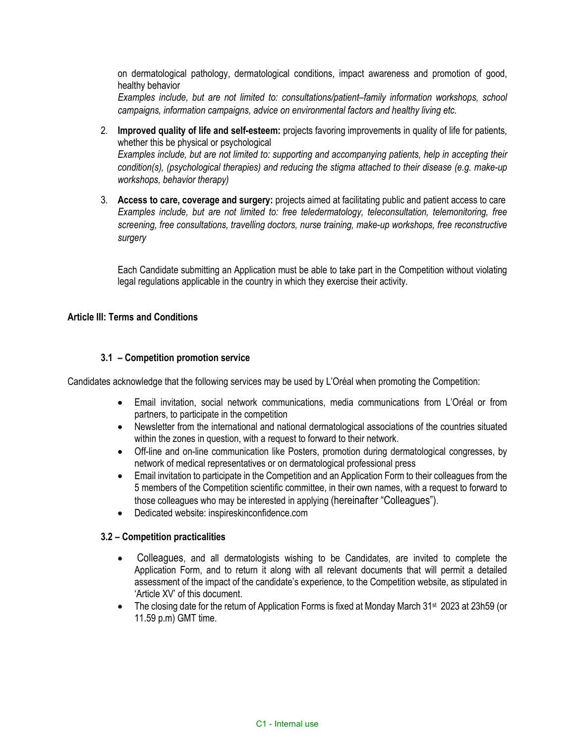on dermatological pathology, dermatological conditions, impact awareness and promotion of good, healthy behavior

*Examples include, but are not limited to: consultations/patient–family information workshops, school campaigns, information campaigns, advice on environmental factors and healthy living etc.*

2. **Improved quality of life and self-esteem:** projects favoring improvements in quality of life for patients, whether this be physical or psychological
   *Examples include, but are not limited to: supporting and accompanying patients, help in accepting their condition(s), (psychological therapies) and reducing the stigma attached to their disease (e.g. make-up workshops, behavior therapy)*

3. **Access to care, coverage and surgery:** projects aimed at facilitating public and patient access to care
   *Examples include, but are not limited to: free teledermatology, teleconsultation, telemonitoring, free screening, free consultations, travelling doctors, nurse training, make-up workshops, free reconstructive surgery*

Each Candidate submitting an Application must be able to take part in the Competition without violating legal regulations applicable in the country in which they exercise their activity.

## Article III: Terms and Conditions

### 3.1 – Competition promotion service

Candidates acknowledge that the following services may be used by L'Oréal when promoting the Competition:

- Email invitation, social network communications, media communications from L'Oréal or from partners, to participate in the competition
- Newsletter from the international and national dermatological associations of the countries situated within the zones in question, with a request to forward to their network.
- Off-line and on-line communication like Posters, promotion during dermatological congresses, by network of medical representatives or on dermatological professional press
- Email invitation to participate in the Competition and an Application Form to their colleagues from the 5 members of the Competition scientific committee, in their own names, with a request to forward to those colleagues who may be interested in applying (hereinafter "Colleagues").
- Dedicated website: inspireskinconfidence.com

### 3.2 – Competition practicalities

- Colleagues, and all dermatologists wishing to be Candidates, are invited to complete the Application Form, and to return it along with all relevant documents that will permit a detailed assessment of the impact of the candidate's experience, to the Competition website, as stipulated in 'Article XV' of this document.
- The closing date for the return of Application Forms is fixed at Monday March 31st 2023 at 23h59 (or 11.59 p.m) GMT time.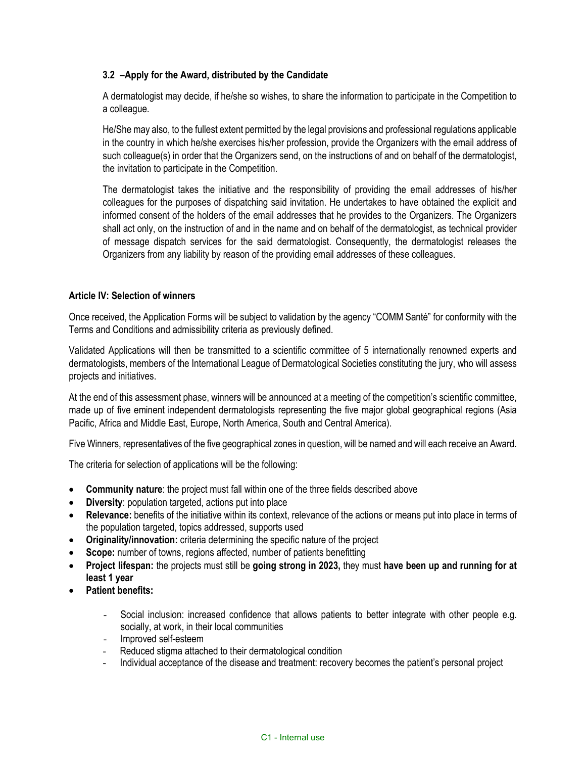### 3.2 –Apply for the Award, distributed by the Candidate

A dermatologist may decide, if he/she so wishes, to share the information to participate in the Competition to a colleague.

He/She may also, to the fullest extent permitted by the legal provisions and professional regulations applicable in the country in which he/she exercises his/her profession, provide the Organizers with the email address of such colleague(s) in order that the Organizers send, on the instructions of and on behalf of the dermatologist, the invitation to participate in the Competition.

The dermatologist takes the initiative and the responsibility of providing the email addresses of his/her colleagues for the purposes of dispatching said invitation. He undertakes to have obtained the explicit and informed consent of the holders of the email addresses that he provides to the Organizers. The Organizers shall act only, on the instruction of and in the name and on behalf of the dermatologist, as technical provider of message dispatch services for the said dermatologist. Consequently, the dermatologist releases the Organizers from any liability by reason of the providing email addresses of these colleagues.

## Article IV: Selection of winners

Once received, the Application Forms will be subject to validation by the agency “COMM Santé” for conformity with the Terms and Conditions and admissibility criteria as previously defined.

Validated Applications will then be transmitted to a scientific committee of 5 internationally renowned experts and dermatologists, members of the International League of Dermatological Societies constituting the jury, who will assess projects and initiatives.

At the end of this assessment phase, winners will be announced at a meeting of the competition’s scientific committee, made up of five eminent independent dermatologists representing the five major global geographical regions (Asia Pacific, Africa and Middle East, Europe, North America, South and Central America).

Five Winners, representatives of the five geographical zones in question, will be named and will each receive an Award.

The criteria for selection of applications will be the following:

- **Community nature**: the project must fall within one of the three fields described above
- **Diversity**: population targeted, actions put into place
- **Relevance:** benefits of the initiative within its context, relevance of the actions or means put into place in terms of the population targeted, topics addressed, supports used
- **Originality/innovation:** criteria determining the specific nature of the project
- **Scope:** number of towns, regions affected, number of patients benefitting
- **Project lifespan:** the projects must still be **going strong in 2023,** they must **have been up and running for at least 1 year**
- **Patient benefits:**
    - Social inclusion: increased confidence that allows patients to better integrate with other people e.g. socially, at work, in their local communities
    - Improved self-esteem
    - Reduced stigma attached to their dermatological condition
    - Individual acceptance of the disease and treatment: recovery becomes the patient’s personal project

C1 - Internal use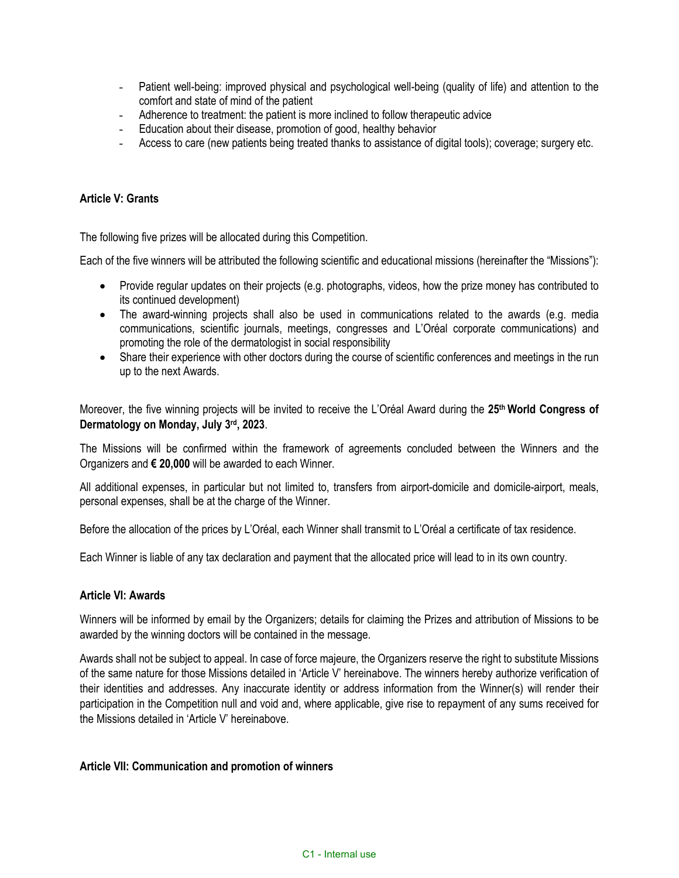- Patient well-being: improved physical and psychological well-being (quality of life) and attention to the comfort and state of mind of the patient
- Adherence to treatment: the patient is more inclined to follow therapeutic advice
- Education about their disease, promotion of good, healthy behavior
- Access to care (new patients being treated thanks to assistance of digital tools); coverage; surgery etc.

**Article V: Grants**

The following five prizes will be allocated during this Competition.

Each of the five winners will be attributed the following scientific and educational missions (hereinafter the "Missions"):

- Provide regular updates on their projects (e.g. photographs, videos, how the prize money has contributed to its continued development)
- The award-winning projects shall also be used in communications related to the awards (e.g. media communications, scientific journals, meetings, congresses and L'Oréal corporate communications) and promoting the role of the dermatologist in social responsibility
- Share their experience with other doctors during the course of scientific conferences and meetings in the run up to the next Awards.

Moreover, the five winning projects will be invited to receive the L'Oréal Award during the **25th World Congress of Dermatology on Monday, July 3rd, 2023**.

The Missions will be confirmed within the framework of agreements concluded between the Winners and the Organizers and **€ 20,000** will be awarded to each Winner.

All additional expenses, in particular but not limited to, transfers from airport-domicile and domicile-airport, meals, personal expenses, shall be at the charge of the Winner.

Before the allocation of the prices by L'Oréal, each Winner shall transmit to L'Oréal a certificate of tax residence.

Each Winner is liable of any tax declaration and payment that the allocated price will lead to in its own country.

**Article VI: Awards**

Winners will be informed by email by the Organizers; details for claiming the Prizes and attribution of Missions to be awarded by the winning doctors will be contained in the message.

Awards shall not be subject to appeal. In case of force majeure, the Organizers reserve the right to substitute Missions of the same nature for those Missions detailed in 'Article V' hereinabove. The winners hereby authorize verification of their identities and addresses. Any inaccurate identity or address information from the Winner(s) will render their participation in the Competition null and void and, where applicable, give rise to repayment of any sums received for the Missions detailed in 'Article V' hereinabove.

**Article VII: Communication and promotion of winners**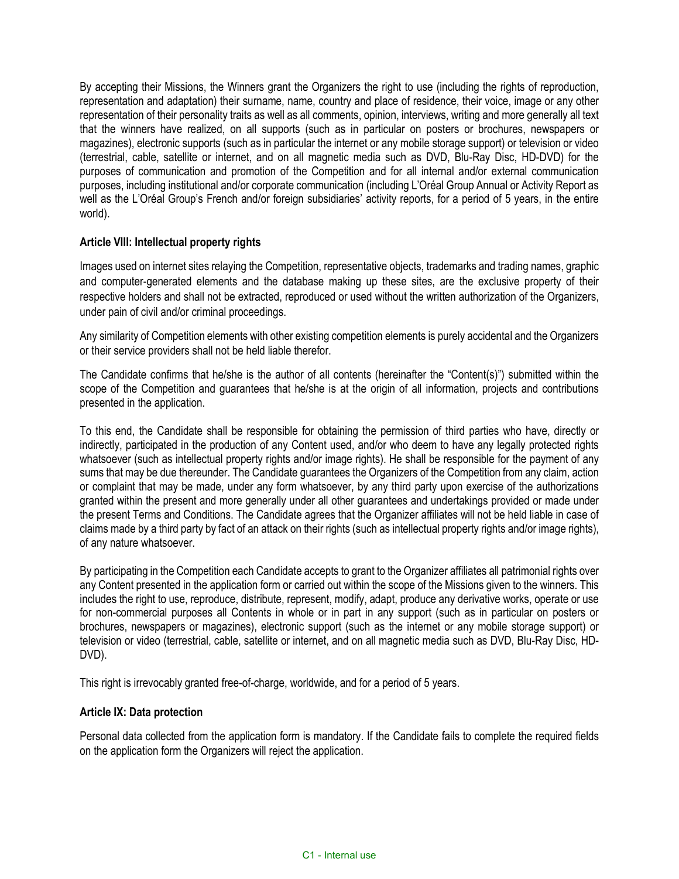By accepting their Missions, the Winners grant the Organizers the right to use (including the rights of reproduction, representation and adaptation) their surname, name, country and place of residence, their voice, image or any other representation of their personality traits as well as all comments, opinion, interviews, writing and more generally all text that the winners have realized, on all supports (such as in particular on posters or brochures, newspapers or magazines), electronic supports (such as in particular the internet or any mobile storage support) or television or video (terrestrial, cable, satellite or internet, and on all magnetic media such as DVD, Blu-Ray Disc, HD-DVD) for the purposes of communication and promotion of the Competition and for all internal and/or external communication purposes, including institutional and/or corporate communication (including L'Oréal Group Annual or Activity Report as well as the L'Oréal Group's French and/or foreign subsidiaries' activity reports, for a period of 5 years, in the entire world).

**Article VIII: Intellectual property rights**

Images used on internet sites relaying the Competition, representative objects, trademarks and trading names, graphic and computer-generated elements and the database making up these sites, are the exclusive property of their respective holders and shall not be extracted, reproduced or used without the written authorization of the Organizers, under pain of civil and/or criminal proceedings.

Any similarity of Competition elements with other existing competition elements is purely accidental and the Organizers or their service providers shall not be held liable therefor.

The Candidate confirms that he/she is the author of all contents (hereinafter the "Content(s)") submitted within the scope of the Competition and guarantees that he/she is at the origin of all information, projects and contributions presented in the application.

To this end, the Candidate shall be responsible for obtaining the permission of third parties who have, directly or indirectly, participated in the production of any Content used, and/or who deem to have any legally protected rights whatsoever (such as intellectual property rights and/or image rights). He shall be responsible for the payment of any sums that may be due thereunder. The Candidate guarantees the Organizers of the Competition from any claim, action or complaint that may be made, under any form whatsoever, by any third party upon exercise of the authorizations granted within the present and more generally under all other guarantees and undertakings provided or made under the present Terms and Conditions. The Candidate agrees that the Organizer affiliates will not be held liable in case of claims made by a third party by fact of an attack on their rights (such as intellectual property rights and/or image rights), of any nature whatsoever.

By participating in the Competition each Candidate accepts to grant to the Organizer affiliates all patrimonial rights over any Content presented in the application form or carried out within the scope of the Missions given to the winners. This includes the right to use, reproduce, distribute, represent, modify, adapt, produce any derivative works, operate or use for non-commercial purposes all Contents in whole or in part in any support (such as in particular on posters or brochures, newspapers or magazines), electronic support (such as the internet or any mobile storage support) or television or video (terrestrial, cable, satellite or internet, and on all magnetic media such as DVD, Blu-Ray Disc, HD-DVD).

This right is irrevocably granted free-of-charge, worldwide, and for a period of 5 years.

**Article IX: Data protection**

Personal data collected from the application form is mandatory. If the Candidate fails to complete the required fields on the application form the Organizers will reject the application.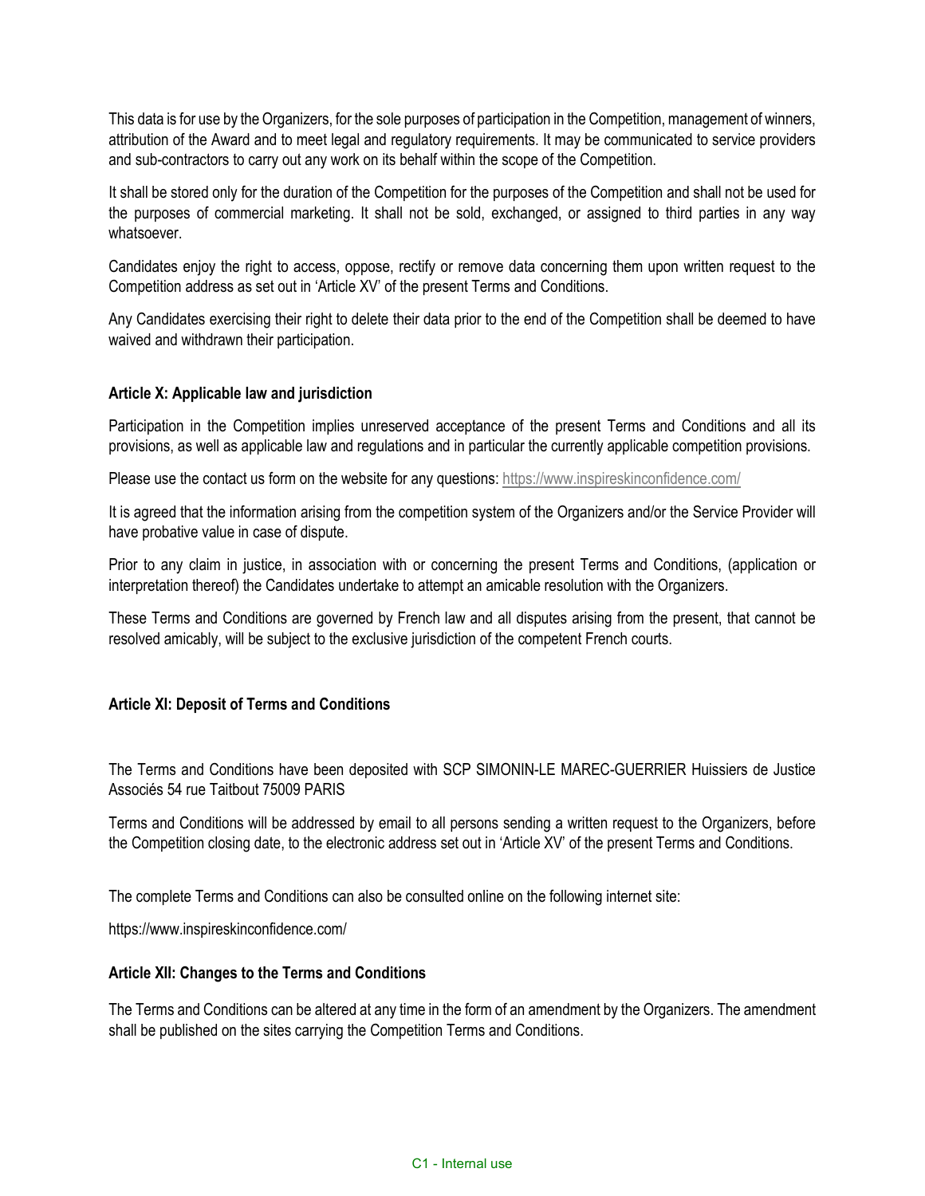This data is for use by the Organizers, for the sole purposes of participation in the Competition, management of winners, attribution of the Award and to meet legal and regulatory requirements. It may be communicated to service providers and sub-contractors to carry out any work on its behalf within the scope of the Competition.

It shall be stored only for the duration of the Competition for the purposes of the Competition and shall not be used for the purposes of commercial marketing. It shall not be sold, exchanged, or assigned to third parties in any way whatsoever.

Candidates enjoy the right to access, oppose, rectify or remove data concerning them upon written request to the Competition address as set out in 'Article XV' of the present Terms and Conditions.

Any Candidates exercising their right to delete their data prior to the end of the Competition shall be deemed to have waived and withdrawn their participation.

**Article X: Applicable law and jurisdiction**

Participation in the Competition implies unreserved acceptance of the present Terms and Conditions and all its provisions, as well as applicable law and regulations and in particular the currently applicable competition provisions.

Please use the contact us form on the website for any questions: https://www.inspireskinconfidence.com/

It is agreed that the information arising from the competition system of the Organizers and/or the Service Provider will have probative value in case of dispute.

Prior to any claim in justice, in association with or concerning the present Terms and Conditions, (application or interpretation thereof) the Candidates undertake to attempt an amicable resolution with the Organizers.

These Terms and Conditions are governed by French law and all disputes arising from the present, that cannot be resolved amicably, will be subject to the exclusive jurisdiction of the competent French courts.

**Article XI: Deposit of Terms and Conditions**

The Terms and Conditions have been deposited with SCP SIMONIN-LE MAREC-GUERRIER Huissiers de Justice Associés 54 rue Taitbout 75009 PARIS

Terms and Conditions will be addressed by email to all persons sending a written request to the Organizers, before the Competition closing date, to the electronic address set out in 'Article XV' of the present Terms and Conditions.

The complete Terms and Conditions can also be consulted online on the following internet site:

https://www.inspireskinconfidence.com/

**Article XII: Changes to the Terms and Conditions**

The Terms and Conditions can be altered at any time in the form of an amendment by the Organizers. The amendment shall be published on the sites carrying the Competition Terms and Conditions.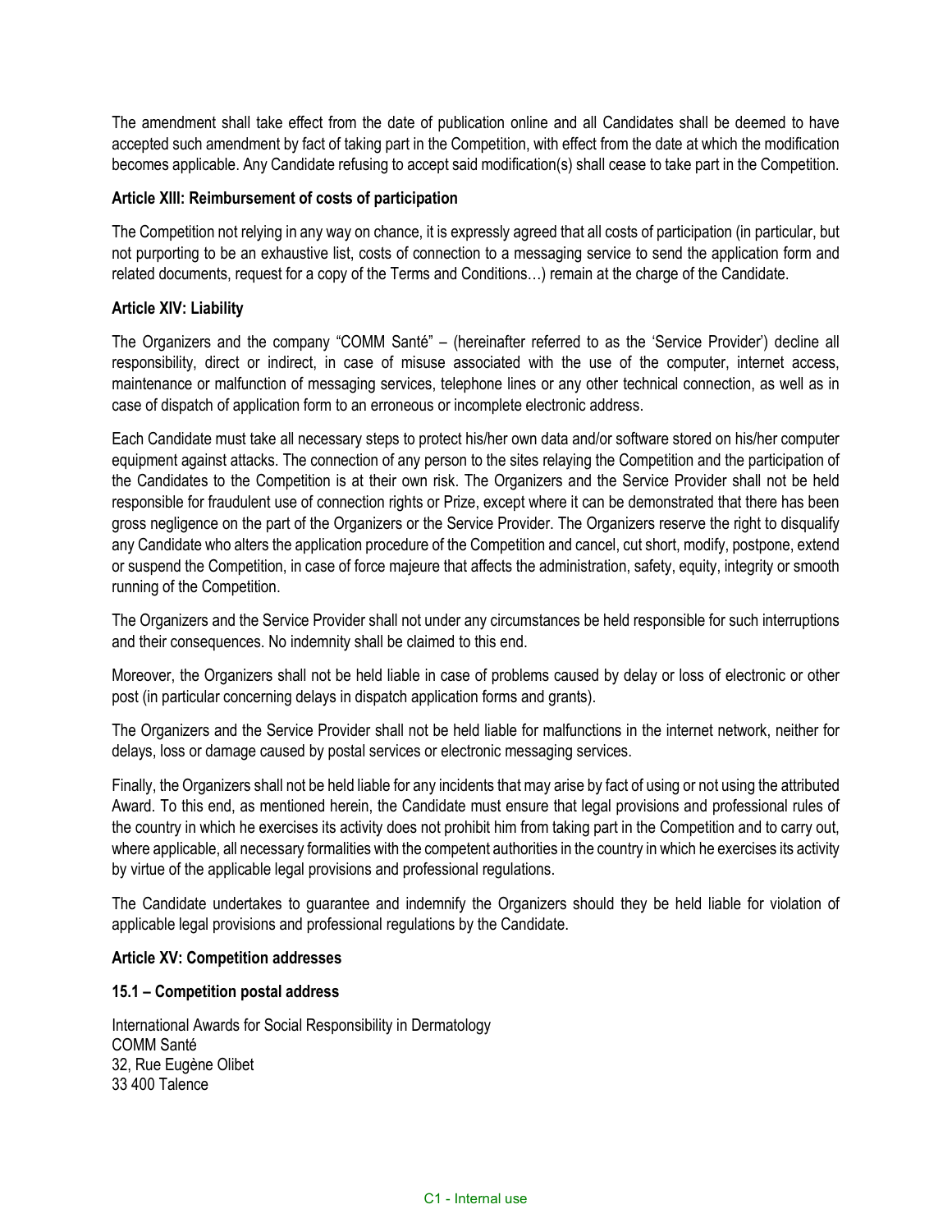The amendment shall take effect from the date of publication online and all Candidates shall be deemed to have accepted such amendment by fact of taking part in the Competition, with effect from the date at which the modification becomes applicable. Any Candidate refusing to accept said modification(s) shall cease to take part in the Competition.

**Article XIII: Reimbursement of costs of participation**

The Competition not relying in any way on chance, it is expressly agreed that all costs of participation (in particular, but not purporting to be an exhaustive list, costs of connection to a messaging service to send the application form and related documents, request for a copy of the Terms and Conditions…) remain at the charge of the Candidate.

**Article XIV: Liability**

The Organizers and the company "COMM Santé" – (hereinafter referred to as the 'Service Provider') decline all responsibility, direct or indirect, in case of misuse associated with the use of the computer, internet access, maintenance or malfunction of messaging services, telephone lines or any other technical connection, as well as in case of dispatch of application form to an erroneous or incomplete electronic address.

Each Candidate must take all necessary steps to protect his/her own data and/or software stored on his/her computer equipment against attacks. The connection of any person to the sites relaying the Competition and the participation of the Candidates to the Competition is at their own risk. The Organizers and the Service Provider shall not be held responsible for fraudulent use of connection rights or Prize, except where it can be demonstrated that there has been gross negligence on the part of the Organizers or the Service Provider. The Organizers reserve the right to disqualify any Candidate who alters the application procedure of the Competition and cancel, cut short, modify, postpone, extend or suspend the Competition, in case of force majeure that affects the administration, safety, equity, integrity or smooth running of the Competition.

The Organizers and the Service Provider shall not under any circumstances be held responsible for such interruptions and their consequences. No indemnity shall be claimed to this end.

Moreover, the Organizers shall not be held liable in case of problems caused by delay or loss of electronic or other post (in particular concerning delays in dispatch application forms and grants).

The Organizers and the Service Provider shall not be held liable for malfunctions in the internet network, neither for delays, loss or damage caused by postal services or electronic messaging services.

Finally, the Organizers shall not be held liable for any incidents that may arise by fact of using or not using the attributed Award. To this end, as mentioned herein, the Candidate must ensure that legal provisions and professional rules of the country in which he exercises its activity does not prohibit him from taking part in the Competition and to carry out, where applicable, all necessary formalities with the competent authorities in the country in which he exercises its activity by virtue of the applicable legal provisions and professional regulations.

The Candidate undertakes to guarantee and indemnify the Organizers should they be held liable for violation of applicable legal provisions and professional regulations by the Candidate.

**Article XV: Competition addresses**

**15.1 – Competition postal address**

International Awards for Social Responsibility in Dermatology
COMM Santé
32, Rue Eugène Olibet
33 400 Talence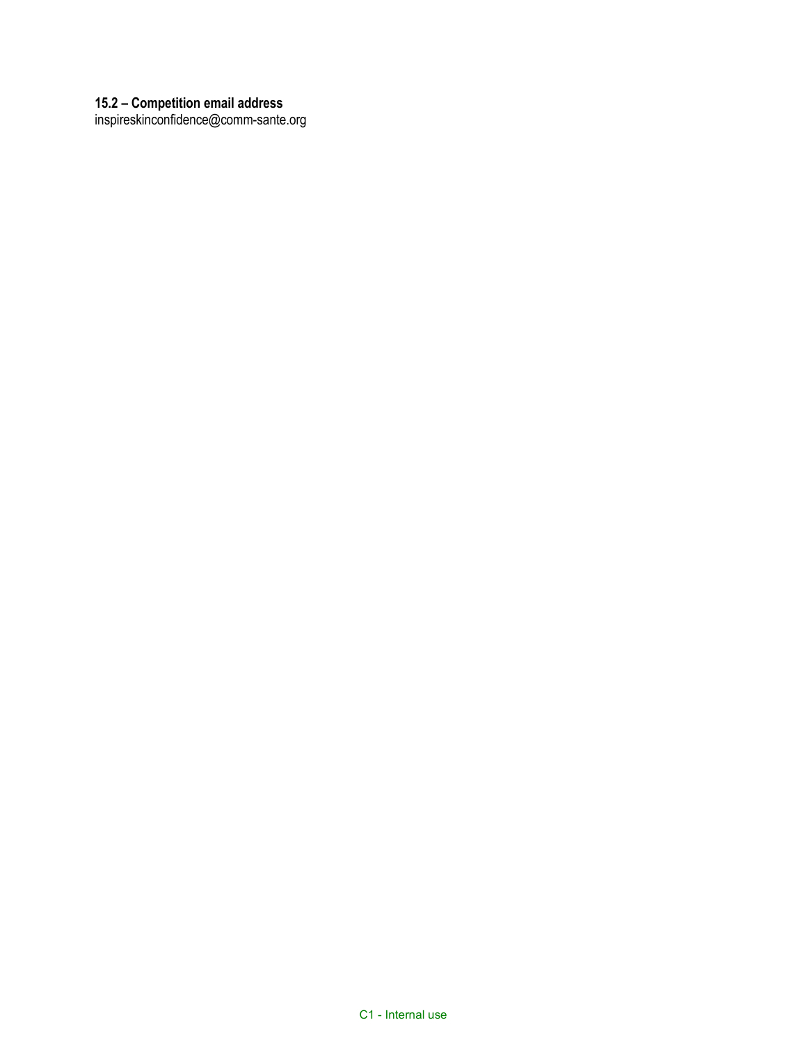**15.2 – Competition email address**
inspireskinconfidence@comm-sante.org